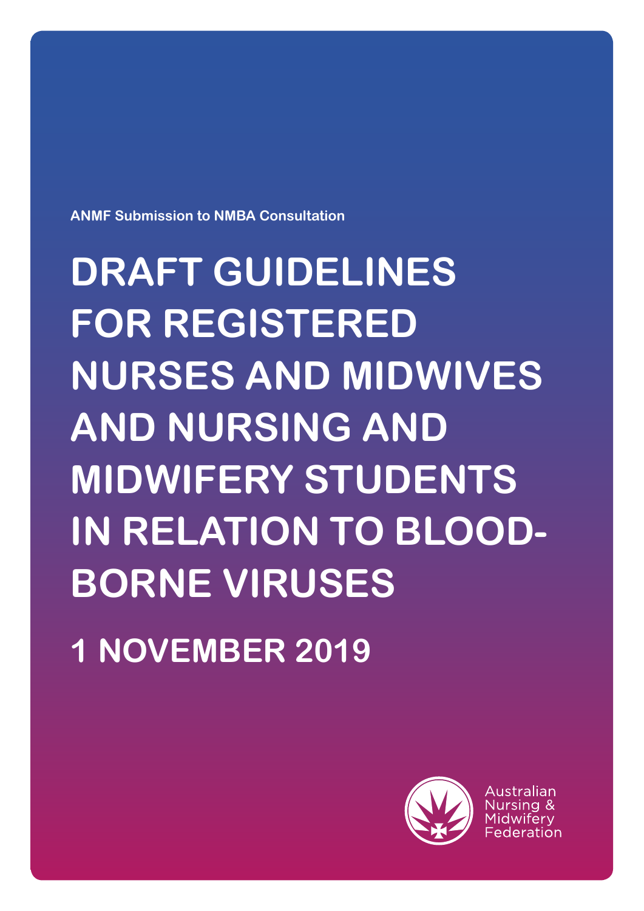ANMF Submission to NMBA Consultation

# DRAFT GUIDELINES FOR REGISTERED NURSES AND MIDWIVES AND NURSING AND MIDWIFERY STUDENTS IN RELATION TO BLOOD-BORNE VIRUSES

## 1 NOVEMBER 2019

Australian Nursing & Midwifery Federation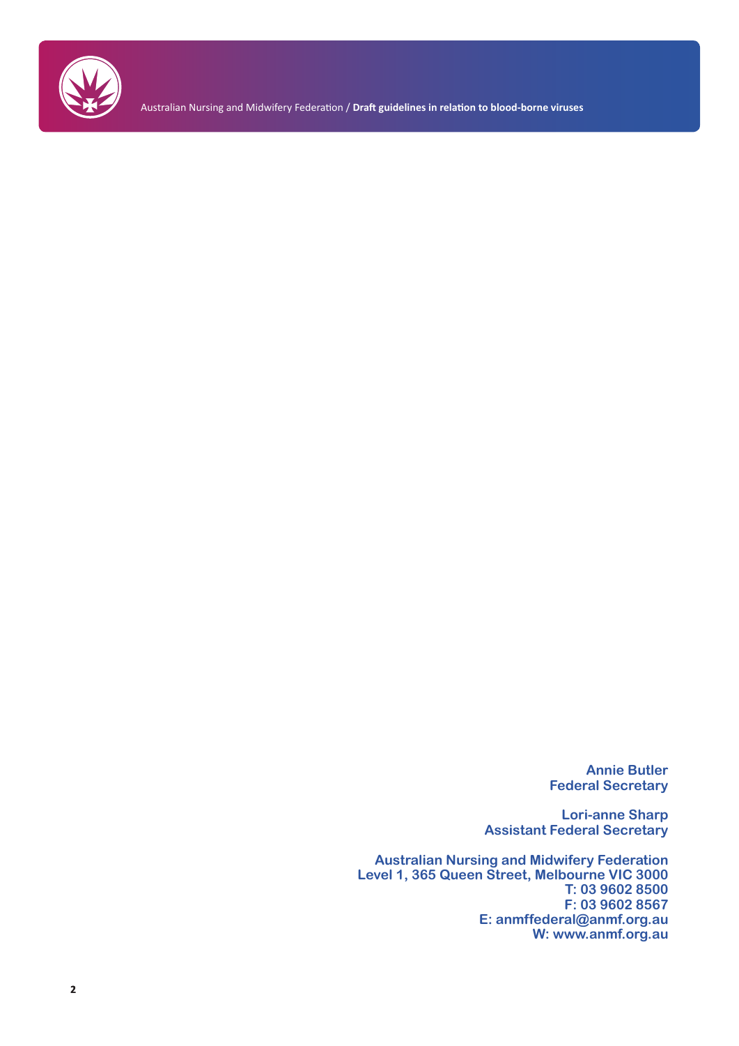**Annie Butler**
**Federal Secretary**

**Lori-anne Sharp**
**Assistant Federal Secretary**

**Australian Nursing and Midwifery Federation**
**Level 1, 365 Queen Street, Melbourne VIC 3000**
**T: 03 9602 8500**
**F: 03 9602 8567**
**E: anmffederal@anmf.org.au**
**W: www.anmf.org.au**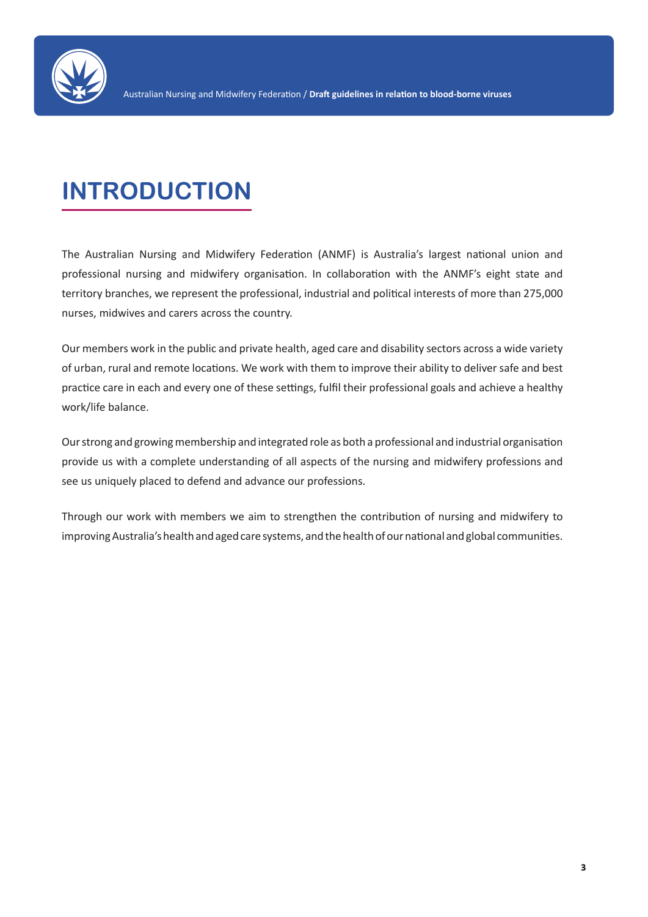# INTRODUCTION

The Australian Nursing and Midwifery Federation (ANMF) is Australia's largest national union and professional nursing and midwifery organisation. In collaboration with the ANMF's eight state and territory branches, we represent the professional, industrial and political interests of more than 275,000 nurses, midwives and carers across the country.

Our members work in the public and private health, aged care and disability sectors across a wide variety of urban, rural and remote locations. We work with them to improve their ability to deliver safe and best practice care in each and every one of these settings, fulfil their professional goals and achieve a healthy work/life balance.

Our strong and growing membership and integrated role as both a professional and industrial organisation provide us with a complete understanding of all aspects of the nursing and midwifery professions and see us uniquely placed to defend and advance our professions.

Through our work with members we aim to strengthen the contribution of nursing and midwifery to improving Australia's health and aged care systems, and the health of our national and global communities.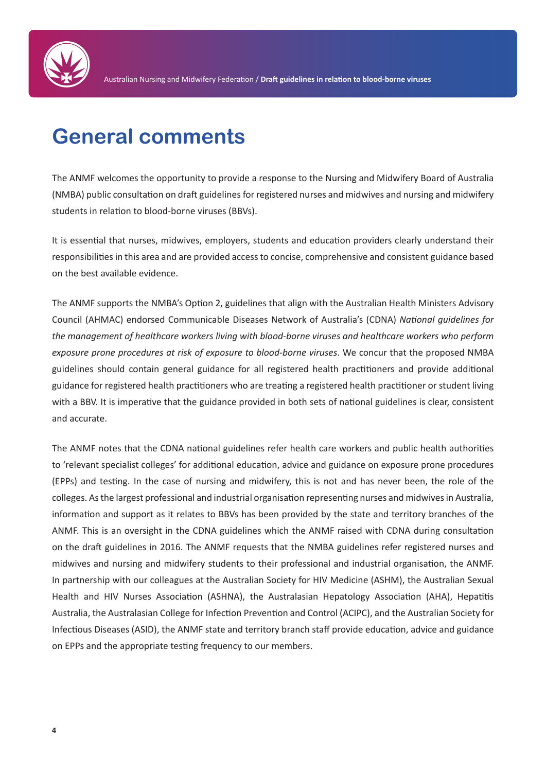# General comments

The ANMF welcomes the opportunity to provide a response to the Nursing and Midwifery Board of Australia (NMBA) public consultation on draft guidelines for registered nurses and midwives and nursing and midwifery students in relation to blood-borne viruses (BBVs).

It is essential that nurses, midwives, employers, students and education providers clearly understand their responsibilities in this area and are provided access to concise, comprehensive and consistent guidance based on the best available evidence.

The ANMF supports the NMBA's Option 2, guidelines that align with the Australian Health Ministers Advisory Council (AHMAC) endorsed Communicable Diseases Network of Australia's (CDNA) *National guidelines for the management of healthcare workers living with blood-borne viruses and healthcare workers who perform exposure prone procedures at risk of exposure to blood-borne viruses*. We concur that the proposed NMBA guidelines should contain general guidance for all registered health practitioners and provide additional guidance for registered health practitioners who are treating a registered health practitioner or student living with a BBV. It is imperative that the guidance provided in both sets of national guidelines is clear, consistent and accurate.

The ANMF notes that the CDNA national guidelines refer health care workers and public health authorities to 'relevant specialist colleges' for additional education, advice and guidance on exposure prone procedures (EPPs) and testing. In the case of nursing and midwifery, this is not and has never been, the role of the colleges. As the largest professional and industrial organisation representing nurses and midwives in Australia, information and support as it relates to BBVs has been provided by the state and territory branches of the ANMF. This is an oversight in the CDNA guidelines which the ANMF raised with CDNA during consultation on the draft guidelines in 2016. The ANMF requests that the NMBA guidelines refer registered nurses and midwives and nursing and midwifery students to their professional and industrial organisation, the ANMF. In partnership with our colleagues at the Australian Society for HIV Medicine (ASHM), the Australian Sexual Health and HIV Nurses Association (ASHNA), the Australasian Hepatology Association (AHA), Hepatitis Australia, the Australasian College for Infection Prevention and Control (ACIPC), and the Australian Society for Infectious Diseases (ASID), the ANMF state and territory branch staff provide education, advice and guidance on EPPs and the appropriate testing frequency to our members.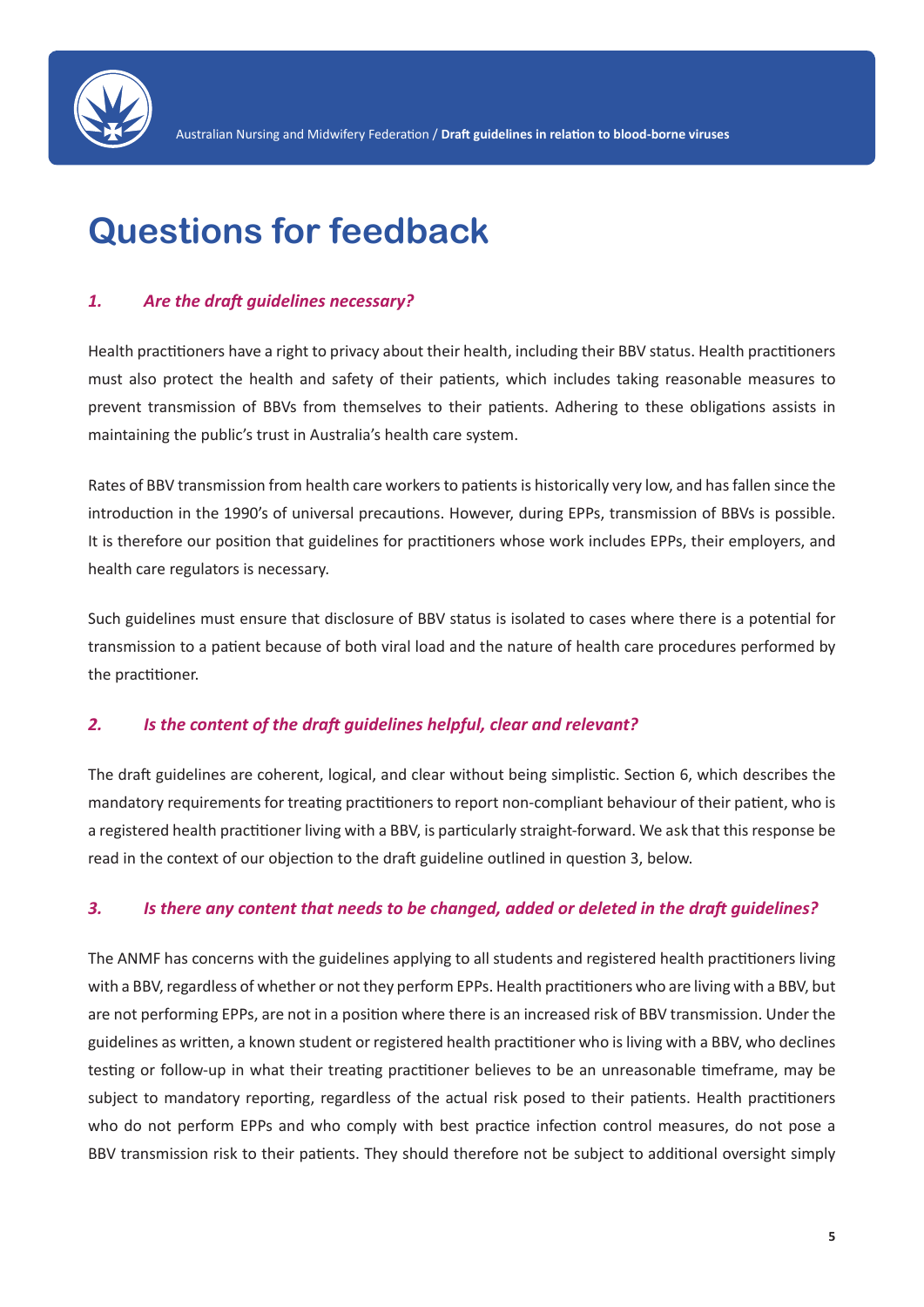# Questions for feedback

### *1. Are the draft guidelines necessary?*

Health practitioners have a right to privacy about their health, including their BBV status. Health practitioners must also protect the health and safety of their patients, which includes taking reasonable measures to prevent transmission of BBVs from themselves to their patients. Adhering to these obligations assists in maintaining the public's trust in Australia's health care system.

Rates of BBV transmission from health care workers to patients is historically very low, and has fallen since the introduction in the 1990's of universal precautions. However, during EPPs, transmission of BBVs is possible. It is therefore our position that guidelines for practitioners whose work includes EPPs, their employers, and health care regulators is necessary.

Such guidelines must ensure that disclosure of BBV status is isolated to cases where there is a potential for transmission to a patient because of both viral load and the nature of health care procedures performed by the practitioner.

### *2. Is the content of the draft guidelines helpful, clear and relevant?*

The draft guidelines are coherent, logical, and clear without being simplistic. Section 6, which describes the mandatory requirements for treating practitioners to report non-compliant behaviour of their patient, who is a registered health practitioner living with a BBV, is particularly straight-forward. We ask that this response be read in the context of our objection to the draft guideline outlined in question 3, below.

### *3. Is there any content that needs to be changed, added or deleted in the draft guidelines?*

The ANMF has concerns with the guidelines applying to all students and registered health practitioners living with a BBV, regardless of whether or not they perform EPPs. Health practitioners who are living with a BBV, but are not performing EPPs, are not in a position where there is an increased risk of BBV transmission. Under the guidelines as written, a known student or registered health practitioner who is living with a BBV, who declines testing or follow-up in what their treating practitioner believes to be an unreasonable timeframe, may be subject to mandatory reporting, regardless of the actual risk posed to their patients. Health practitioners who do not perform EPPs and who comply with best practice infection control measures, do not pose a BBV transmission risk to their patients. They should therefore not be subject to additional oversight simply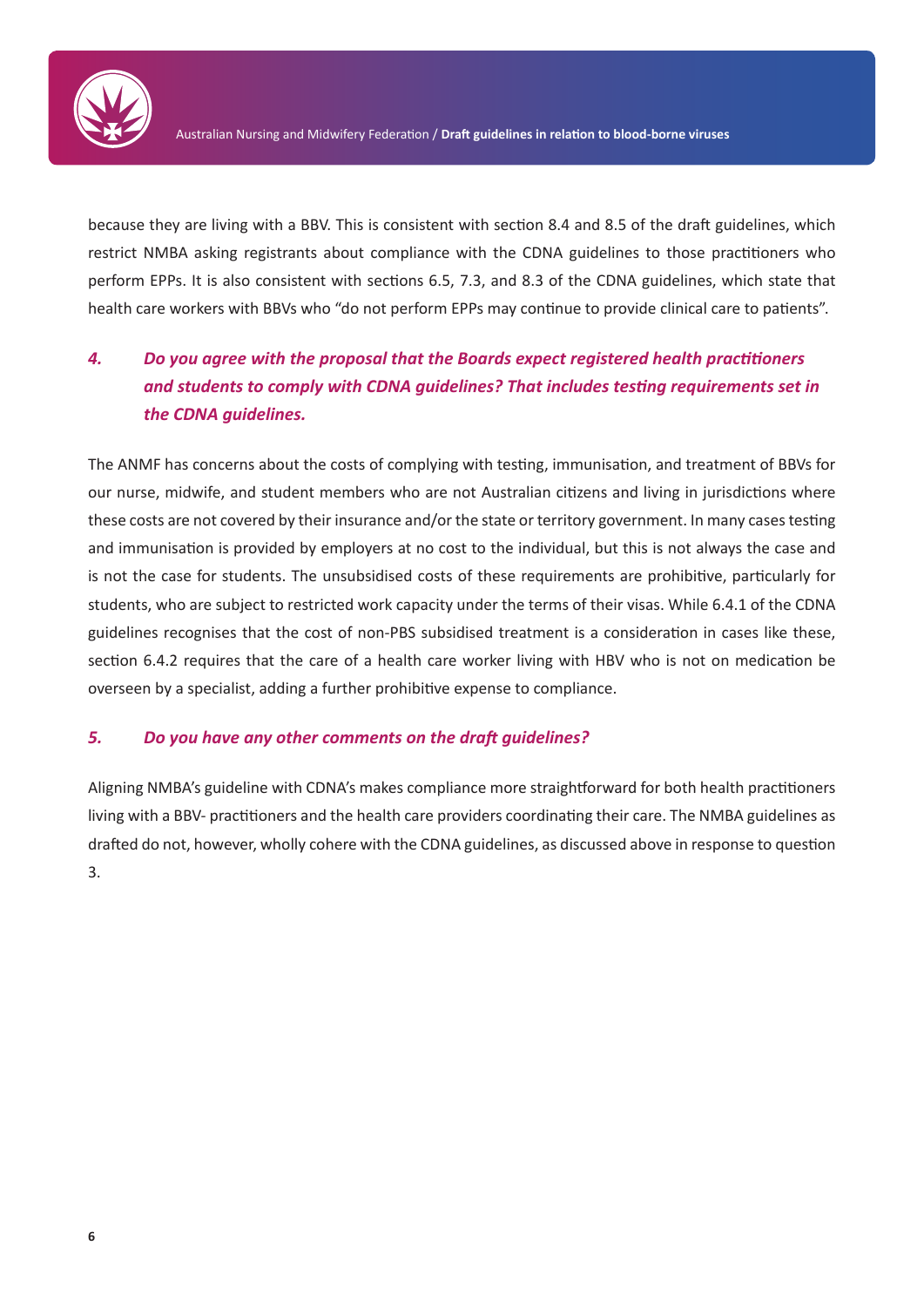because they are living with a BBV. This is consistent with section 8.4 and 8.5 of the draft guidelines, which restrict NMBA asking registrants about compliance with the CDNA guidelines to those practitioners who perform EPPs. It is also consistent with sections 6.5, 7.3, and 8.3 of the CDNA guidelines, which state that health care workers with BBVs who "do not perform EPPs may continue to provide clinical care to patients".

### *4. Do you agree with the proposal that the Boards expect registered health practitioners and students to comply with CDNA guidelines? That includes testing requirements set in the CDNA guidelines.*

The ANMF has concerns about the costs of complying with testing, immunisation, and treatment of BBVs for our nurse, midwife, and student members who are not Australian citizens and living in jurisdictions where these costs are not covered by their insurance and/or the state or territory government. In many cases testing and immunisation is provided by employers at no cost to the individual, but this is not always the case and is not the case for students. The unsubsidised costs of these requirements are prohibitive, particularly for students, who are subject to restricted work capacity under the terms of their visas. While 6.4.1 of the CDNA guidelines recognises that the cost of non-PBS subsidised treatment is a consideration in cases like these, section 6.4.2 requires that the care of a health care worker living with HBV who is not on medication be overseen by a specialist, adding a further prohibitive expense to compliance.

### *5. Do you have any other comments on the draft guidelines?*

Aligning NMBA's guideline with CDNA's makes compliance more straightforward for both health practitioners living with a BBV- practitioners and the health care providers coordinating their care. The NMBA guidelines as drafted do not, however, wholly cohere with the CDNA guidelines, as discussed above in response to question 3.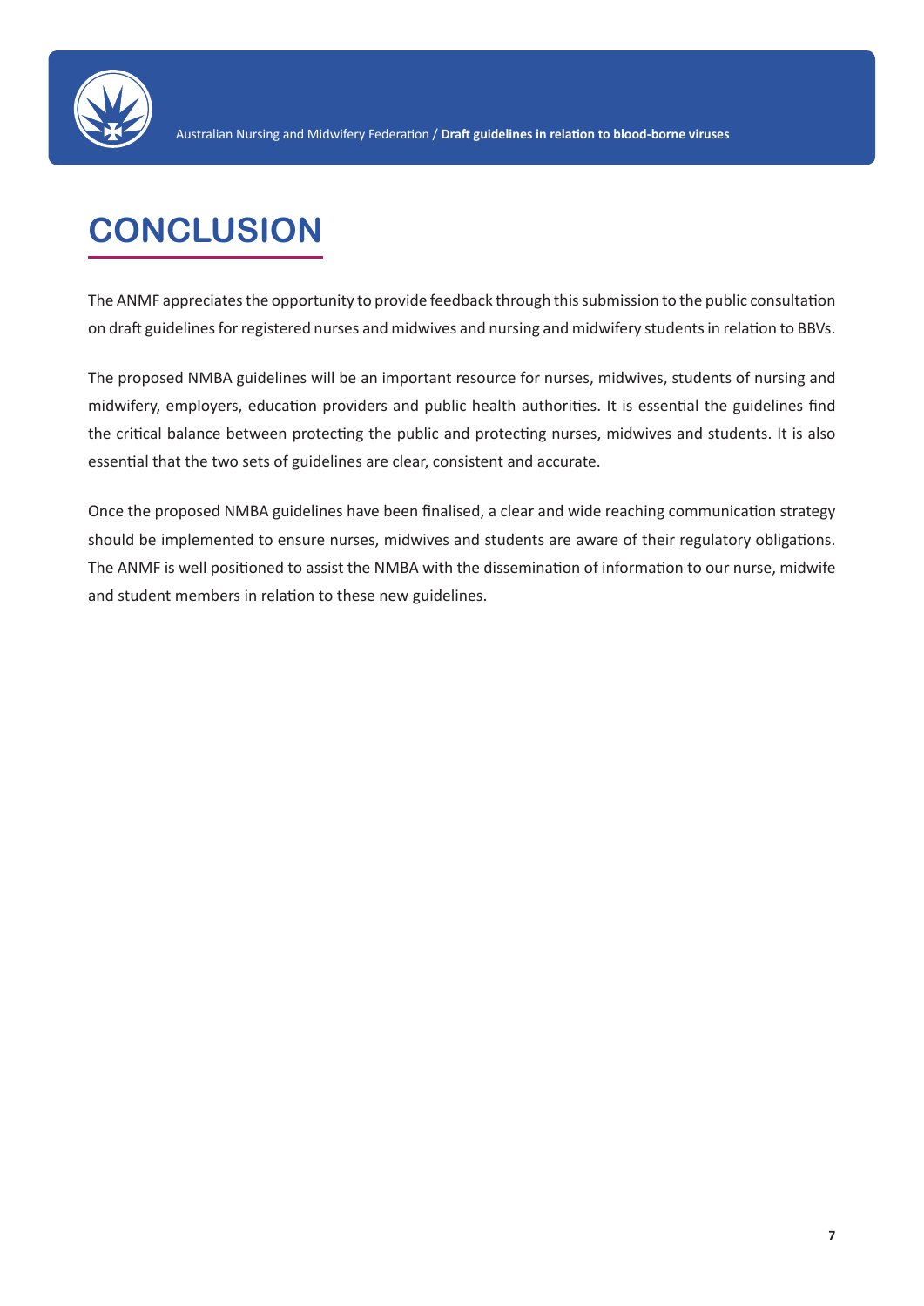# CONCLUSION

The ANMF appreciates the opportunity to provide feedback through this submission to the public consultation on draft guidelines for registered nurses and midwives and nursing and midwifery students in relation to BBVs.

The proposed NMBA guidelines will be an important resource for nurses, midwives, students of nursing and midwifery, employers, education providers and public health authorities. It is essential the guidelines find the critical balance between protecting the public and protecting nurses, midwives and students. It is also essential that the two sets of guidelines are clear, consistent and accurate.

Once the proposed NMBA guidelines have been finalised, a clear and wide reaching communication strategy should be implemented to ensure nurses, midwives and students are aware of their regulatory obligations. The ANMF is well positioned to assist the NMBA with the dissemination of information to our nurse, midwife and student members in relation to these new guidelines.